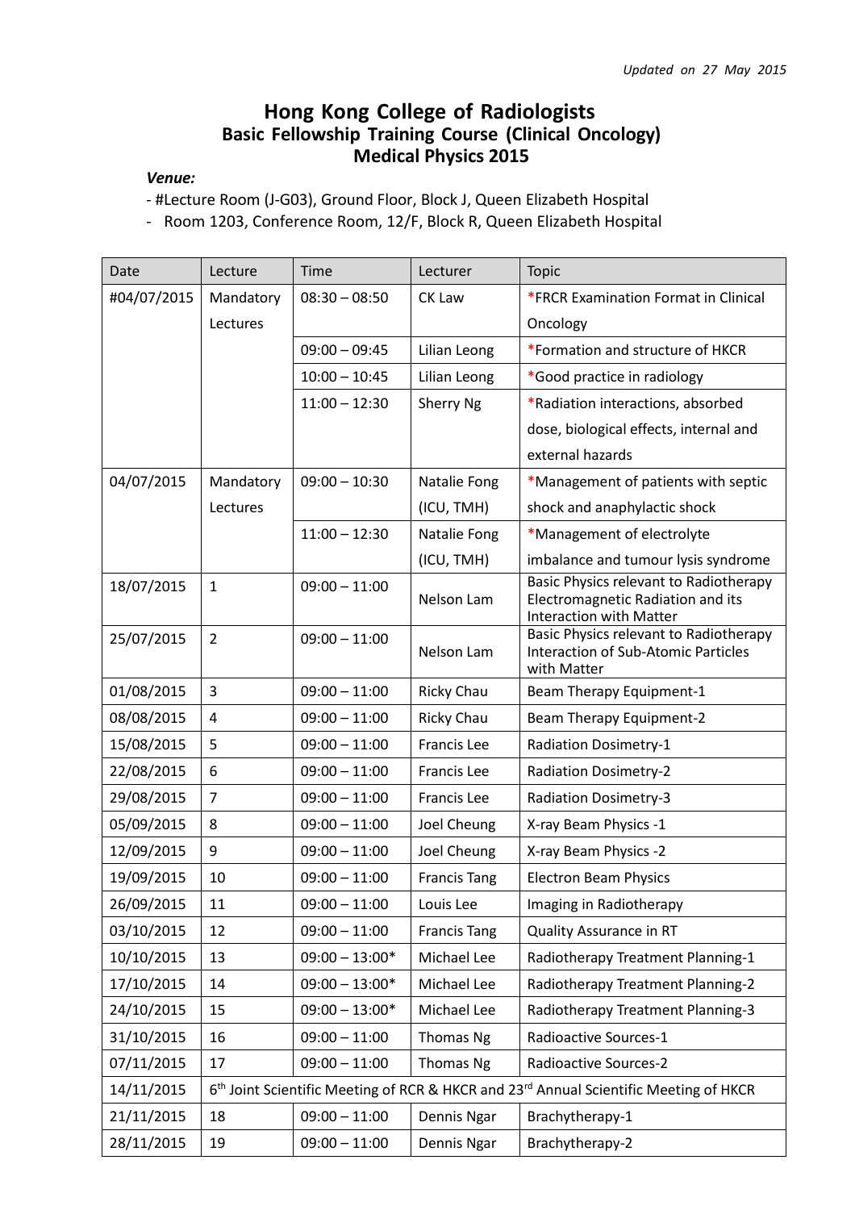*Updated on 27 May 2015*

# Hong Kong College of Radiologists
## Basic Fellowship Training Course (Clinical Oncology)
## Medical Physics 2015

***Venue:***

- #Lecture Room (J-G03), Ground Floor, Block J, Queen Elizabeth Hospital
- Room 1203, Conference Room, 12/F, Block R, Queen Elizabeth Hospital

| Date | Lecture | Time | Lecturer | Topic |
|---|---|---|---|---|
| #04/07/2015 | Mandatory Lectures | 08:30 – 08:50 | CK Law | *FRCR Examination Format in Clinical Oncology |
| | | 09:00 – 09:45 | Lilian Leong | *Formation and structure of HKCR |
| | | 10:00 – 10:45 | Lilian Leong | *Good practice in radiology |
| | | 11:00 – 12:30 | Sherry Ng | *Radiation interactions, absorbed dose, biological effects, internal and external hazards |
| 04/07/2015 | Mandatory Lectures | 09:00 – 10:30 | Natalie Fong (ICU, TMH) | *Management of patients with septic shock and anaphylactic shock |
| | | 11:00 – 12:30 | Natalie Fong (ICU, TMH) | *Management of electrolyte imbalance and tumour lysis syndrome |
| 18/07/2015 | 1 | 09:00 – 11:00 | Nelson Lam | Basic Physics relevant to Radiotherapy Electromagnetic Radiation and its Interaction with Matter |
| 25/07/2015 | 2 | 09:00 – 11:00 | Nelson Lam | Basic Physics relevant to Radiotherapy Interaction of Sub-Atomic Particles with Matter |
| 01/08/2015 | 3 | 09:00 – 11:00 | Ricky Chau | Beam Therapy Equipment-1 |
| 08/08/2015 | 4 | 09:00 – 11:00 | Ricky Chau | Beam Therapy Equipment-2 |
| 15/08/2015 | 5 | 09:00 – 11:00 | Francis Lee | Radiation Dosimetry-1 |
| 22/08/2015 | 6 | 09:00 – 11:00 | Francis Lee | Radiation Dosimetry-2 |
| 29/08/2015 | 7 | 09:00 – 11:00 | Francis Lee | Radiation Dosimetry-3 |
| 05/09/2015 | 8 | 09:00 – 11:00 | Joel Cheung | X-ray Beam Physics -1 |
| 12/09/2015 | 9 | 09:00 – 11:00 | Joel Cheung | X-ray Beam Physics -2 |
| 19/09/2015 | 10 | 09:00 – 11:00 | Francis Tang | Electron Beam Physics |
| 26/09/2015 | 11 | 09:00 – 11:00 | Louis Lee | Imaging in Radiotherapy |
| 03/10/2015 | 12 | 09:00 – 11:00 | Francis Tang | Quality Assurance in RT |
| 10/10/2015 | 13 | 09:00 – 13:00* | Michael Lee | Radiotherapy Treatment Planning-1 |
| 17/10/2015 | 14 | 09:00 – 13:00* | Michael Lee | Radiotherapy Treatment Planning-2 |
| 24/10/2015 | 15 | 09:00 – 13:00* | Michael Lee | Radiotherapy Treatment Planning-3 |
| 31/10/2015 | 16 | 09:00 – 11:00 | Thomas Ng | Radioactive Sources-1 |
| 07/11/2015 | 17 | 09:00 – 11:00 | Thomas Ng | Radioactive Sources-2 |
| 14/11/2015 | 6th Joint Scientific Meeting of RCR & HKCR and 23rd Annual Scientific Meeting of HKCR | | | |
| 21/11/2015 | 18 | 09:00 – 11:00 | Dennis Ngar | Brachytherapy-1 |
| 28/11/2015 | 19 | 09:00 – 11:00 | Dennis Ngar | Brachytherapy-2 |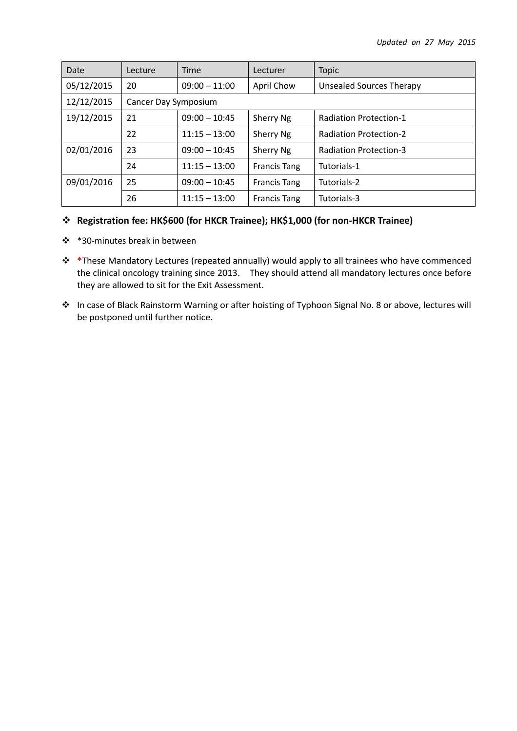*Updated on 27 May 2015*

| Date | Lecture | Time | Lecturer | Topic |
|---|---|---|---|---|
| 05/12/2015 | 20 | 09:00 – 11:00 | April Chow | Unsealed Sources Therapy |
| 12/12/2015 | Cancer Day Symposium | | | |
| 19/12/2015 | 21 | 09:00 – 10:45 | Sherry Ng | Radiation Protection-1 |
| | 22 | 11:15 – 13:00 | Sherry Ng | Radiation Protection-2 |
| 02/01/2016 | 23 | 09:00 – 10:45 | Sherry Ng | Radiation Protection-3 |
| | 24 | 11:15 – 13:00 | Francis Tang | Tutorials-1 |
| 09/01/2016 | 25 | 09:00 – 10:45 | Francis Tang | Tutorials-2 |
| | 26 | 11:15 – 13:00 | Francis Tang | Tutorials-3 |

- **Registration fee: HK$600 (for HKCR Trainee); HK$1,000 (for non-HKCR Trainee)**
- *30-minutes break in between
- *These Mandatory Lectures (repeated annually) would apply to all trainees who have commenced the clinical oncology training since 2013. They should attend all mandatory lectures once before they are allowed to sit for the Exit Assessment.
- In case of Black Rainstorm Warning or after hoisting of Typhoon Signal No. 8 or above, lectures will be postponed until further notice.